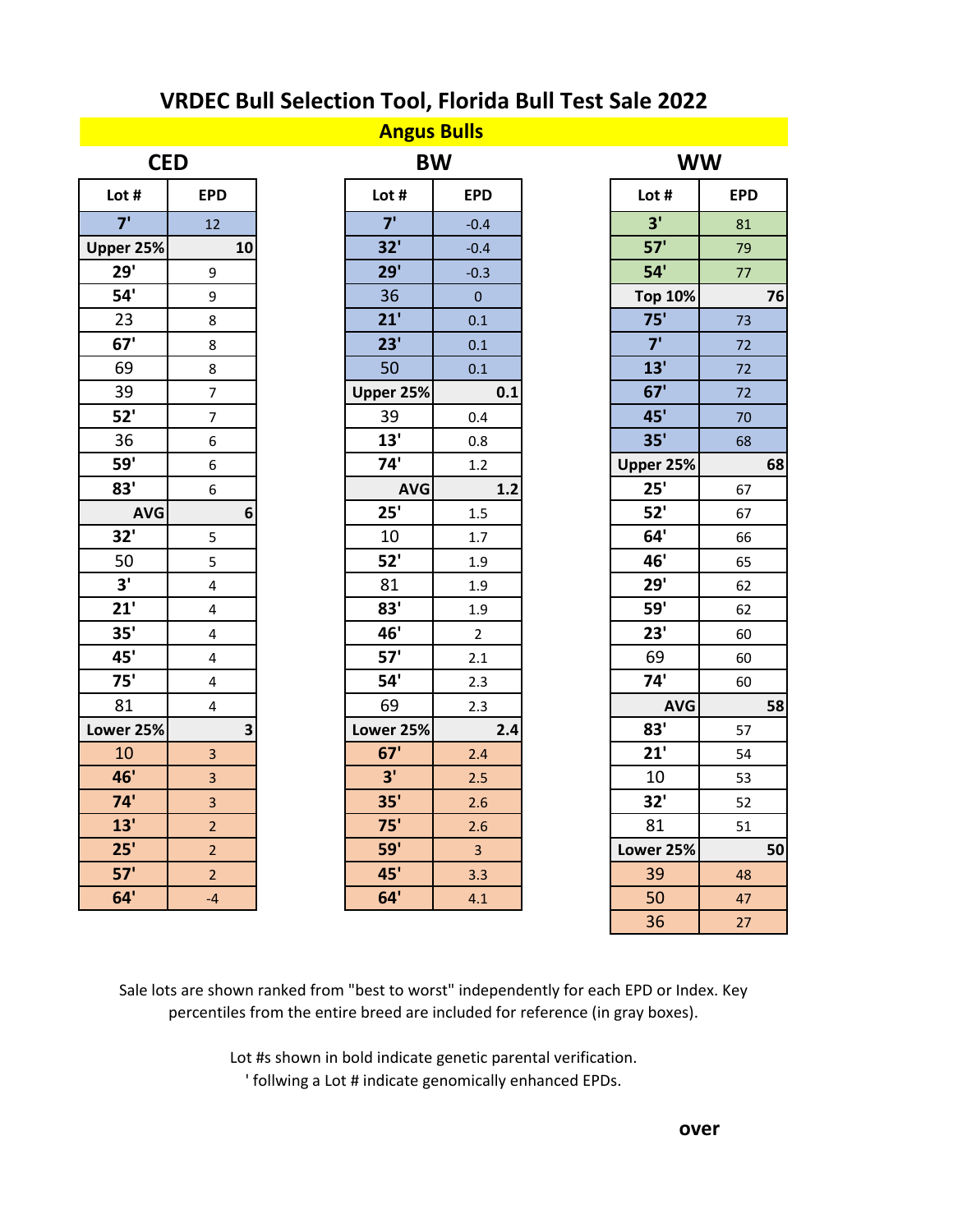# VRDEC Bull Selection Tool, Florida Bull Test Sale 2022

## Angus Bulls

### CED

| Lot # | EPD |
| --- | --- |
| **7'** | 12 |
| **Upper 25%** | **10** |
| **29'** | 9 |
| **54'** | 9 |
| 23 | 8 |
| **67'** | 8 |
| 69 | 8 |
| 39 | 7 |
| **52'** | 7 |
| 36 | 6 |
| **59'** | 6 |
| **83'** | 6 |
| **AVG** | **6** |
| **32'** | 5 |
| 50 | 5 |
| **3'** | 4 |
| **21'** | 4 |
| **35'** | 4 |
| **45'** | 4 |
| **75'** | 4 |
| 81 | 4 |
| **Lower 25%** | **3** |
| 10 | 3 |
| **46'** | 3 |
| **74'** | 3 |
| **13'** | 2 |
| **25'** | 2 |
| **57'** | 2 |
| **64'** | -4 |

### BW

| Lot # | EPD |
| --- | --- |
| **7'** | -0.4 |
| **32'** | -0.4 |
| **29'** | -0.3 |
| 36 | 0 |
| **21'** | 0.1 |
| **23'** | 0.1 |
| 50 | 0.1 |
| **Upper 25%** | **0.1** |
| 39 | 0.4 |
| **13'** | 0.8 |
| **74'** | 1.2 |
| **AVG** | **1.2** |
| **25'** | 1.5 |
| 10 | 1.7 |
| **52'** | 1.9 |
| 81 | 1.9 |
| **83'** | 1.9 |
| **46'** | 2 |
| **57'** | 2.1 |
| **54'** | 2.3 |
| 69 | 2.3 |
| **Lower 25%** | **2.4** |
| **67'** | 2.4 |
| **3'** | 2.5 |
| **35'** | 2.6 |
| **75'** | 2.6 |
| **59'** | 3 |
| **45'** | 3.3 |
| **64'** | 4.1 |

### WW

| Lot # | EPD |
| --- | --- |
| **3'** | 81 |
| **57'** | 79 |
| **54'** | 77 |
| **Top 10%** | **76** |
| **75'** | 73 |
| **7'** | 72 |
| **13'** | 72 |
| **67'** | 72 |
| **45'** | 70 |
| **35'** | 68 |
| **Upper 25%** | **68** |
| **25'** | 67 |
| **52'** | 67 |
| **64'** | 66 |
| **46'** | 65 |
| **29'** | 62 |
| **59'** | 62 |
| **23'** | 60 |
| 69 | 60 |
| **74'** | 60 |
| **AVG** | **58** |
| **83'** | 57 |
| **21'** | 54 |
| 10 | 53 |
| **32'** | 52 |
| 81 | 51 |
| **Lower 25%** | **50** |
| 39 | 48 |
| 50 | 47 |
| 36 | 27 |

Sale lots are shown ranked from "best to worst" independently for each EPD or Index. Key percentiles from the entire breed are included for reference (in gray boxes).

Lot #s shown in bold indicate genetic parental verification.
' follwing a Lot # indicate genomically enhanced EPDs.

**over**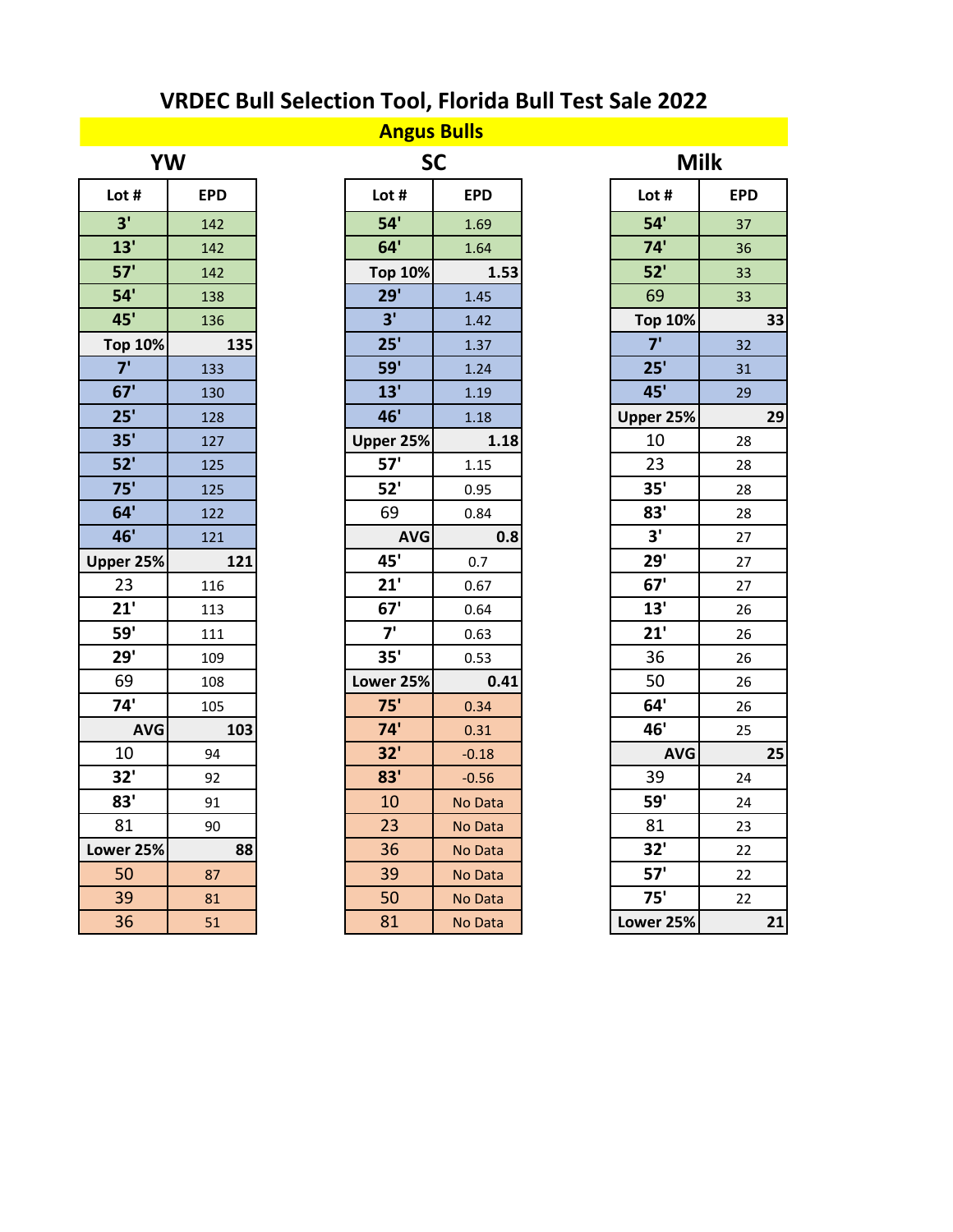# VRDEC Bull Selection Tool, Florida Bull Test Sale 2022

## Angus Bulls

### YW

| Lot # | EPD |
|---|---|
| 3' | 142 |
| 13' | 142 |
| 57' | 142 |
| 54' | 138 |
| 45' | 136 |
| Top 10% | 135 |
| 7' | 133 |
| 67' | 130 |
| 25' | 128 |
| 35' | 127 |
| 52' | 125 |
| 75' | 125 |
| 64' | 122 |
| 46' | 121 |
| Upper 25% | 121 |
| 23 | 116 |
| 21' | 113 |
| 59' | 111 |
| 29' | 109 |
| 69 | 108 |
| 74' | 105 |
| AVG | 103 |
| 10 | 94 |
| 32' | 92 |
| 83' | 91 |
| 81 | 90 |
| Lower 25% | 88 |
| 50 | 87 |
| 39 | 81 |
| 36 | 51 |

### SC

| Lot # | EPD |
|---|---|
| 54' | 1.69 |
| 64' | 1.64 |
| Top 10% | 1.53 |
| 29' | 1.45 |
| 3' | 1.42 |
| 25' | 1.37 |
| 59' | 1.24 |
| 13' | 1.19 |
| 46' | 1.18 |
| Upper 25% | 1.18 |
| 57' | 1.15 |
| 52' | 0.95 |
| 69 | 0.84 |
| AVG | 0.8 |
| 45' | 0.7 |
| 21' | 0.67 |
| 67' | 0.64 |
| 7' | 0.63 |
| 35' | 0.53 |
| Lower 25% | 0.41 |
| 75' | 0.34 |
| 74' | 0.31 |
| 32' | -0.18 |
| 83' | -0.56 |
| 10 | No Data |
| 23 | No Data |
| 36 | No Data |
| 39 | No Data |
| 50 | No Data |
| 81 | No Data |

### Milk

| Lot # | EPD |
|---|---|
| 54' | 37 |
| 74' | 36 |
| 52' | 33 |
| 69 | 33 |
| Top 10% | 33 |
| 7' | 32 |
| 25' | 31 |
| 45' | 29 |
| Upper 25% | 29 |
| 10 | 28 |
| 23 | 28 |
| 35' | 28 |
| 83' | 28 |
| 3' | 27 |
| 29' | 27 |
| 67' | 27 |
| 13' | 26 |
| 21' | 26 |
| 36 | 26 |
| 50 | 26 |
| 64' | 26 |
| 46' | 25 |
| AVG | 25 |
| 39 | 24 |
| 59' | 24 |
| 81 | 23 |
| 32' | 22 |
| 57' | 22 |
| 75' | 22 |
| Lower 25% | 21 |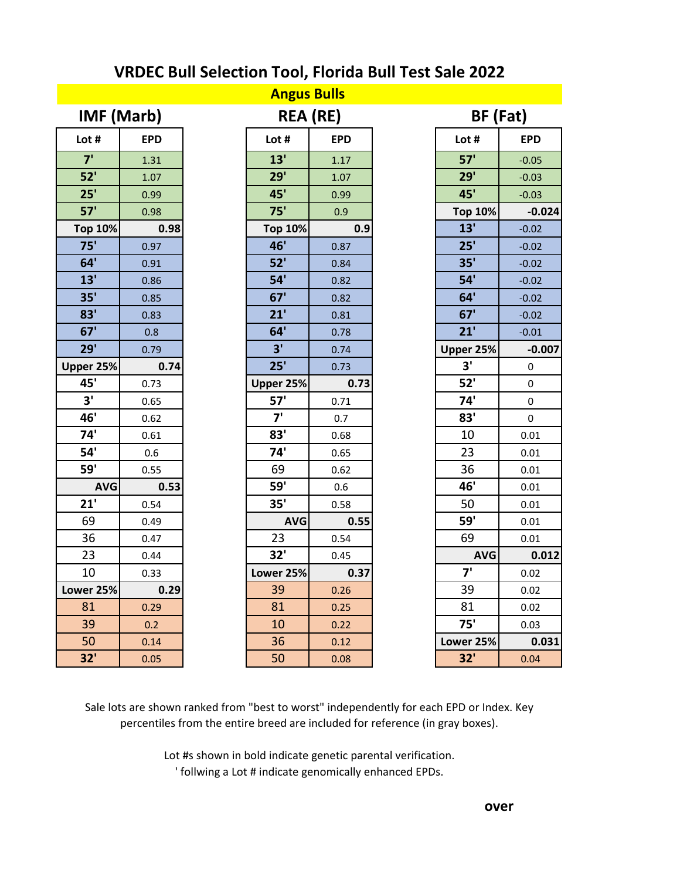# VRDEC Bull Selection Tool, Florida Bull Test Sale 2022

## Angus Bulls

### IMF (Marb)

| Lot # | EPD |
|---|---|
| **7'** | 1.31 |
| **52'** | 1.07 |
| **25'** | 0.99 |
| **57'** | 0.98 |
| **Top 10%** | **0.98** |
| **75'** | 0.97 |
| **64'** | 0.91 |
| **13'** | 0.86 |
| **35'** | 0.85 |
| **83'** | 0.83 |
| **67'** | 0.8 |
| **29'** | 0.79 |
| **Upper 25%** | **0.74** |
| **45'** | 0.73 |
| **3'** | 0.65 |
| **46'** | 0.62 |
| **74'** | 0.61 |
| **54'** | 0.6 |
| **59'** | 0.55 |
| **AVG** | **0.53** |
| **21'** | 0.54 |
| 69 | 0.49 |
| 36 | 0.47 |
| 23 | 0.44 |
| 10 | 0.33 |
| **Lower 25%** | **0.29** |
| 81 | 0.29 |
| 39 | 0.2 |
| 50 | 0.14 |
| **32'** | 0.05 |

### REA (RE)

| Lot # | EPD |
|---|---|
| **13'** | 1.17 |
| **29'** | 1.07 |
| **45'** | 0.99 |
| **75'** | 0.9 |
| **Top 10%** | **0.9** |
| **46'** | 0.87 |
| **52'** | 0.84 |
| **54'** | 0.82 |
| **67'** | 0.82 |
| **21'** | 0.81 |
| **64'** | 0.78 |
| **3'** | 0.74 |
| **25'** | 0.73 |
| **Upper 25%** | **0.73** |
| **57'** | 0.71 |
| **7'** | 0.7 |
| **83'** | 0.68 |
| **74'** | 0.65 |
| 69 | 0.62 |
| **59'** | 0.6 |
| **35'** | 0.58 |
| **AVG** | **0.55** |
| 23 | 0.54 |
| **32'** | 0.45 |
| **Lower 25%** | **0.37** |
| 39 | 0.26 |
| 81 | 0.25 |
| 10 | 0.22 |
| 36 | 0.12 |
| 50 | 0.08 |

### BF (Fat)

| Lot # | EPD |
|---|---|
| **57'** | -0.05 |
| **29'** | -0.03 |
| **45'** | -0.03 |
| **Top 10%** | **-0.024** |
| **13'** | -0.02 |
| **25'** | -0.02 |
| **35'** | -0.02 |
| **54'** | -0.02 |
| **64'** | -0.02 |
| **67'** | -0.02 |
| **21'** | -0.01 |
| **Upper 25%** | **-0.007** |
| **3'** | 0 |
| **52'** | 0 |
| **74'** | 0 |
| **83'** | 0 |
| 10 | 0.01 |
| 23 | 0.01 |
| 36 | 0.01 |
| **46'** | 0.01 |
| 50 | 0.01 |
| **59'** | 0.01 |
| 69 | 0.01 |
| **AVG** | **0.012** |
| **7'** | 0.02 |
| 39 | 0.02 |
| 81 | 0.02 |
| **75'** | 0.03 |
| **Lower 25%** | **0.031** |
| **32'** | 0.04 |

Sale lots are shown ranked from "best to worst" independently for each EPD or Index. Key percentiles from the entire breed are included for reference (in gray boxes).

Lot #s shown in bold indicate genetic parental verification.
' follwing a Lot # indicate genomically enhanced EPDs.

**over**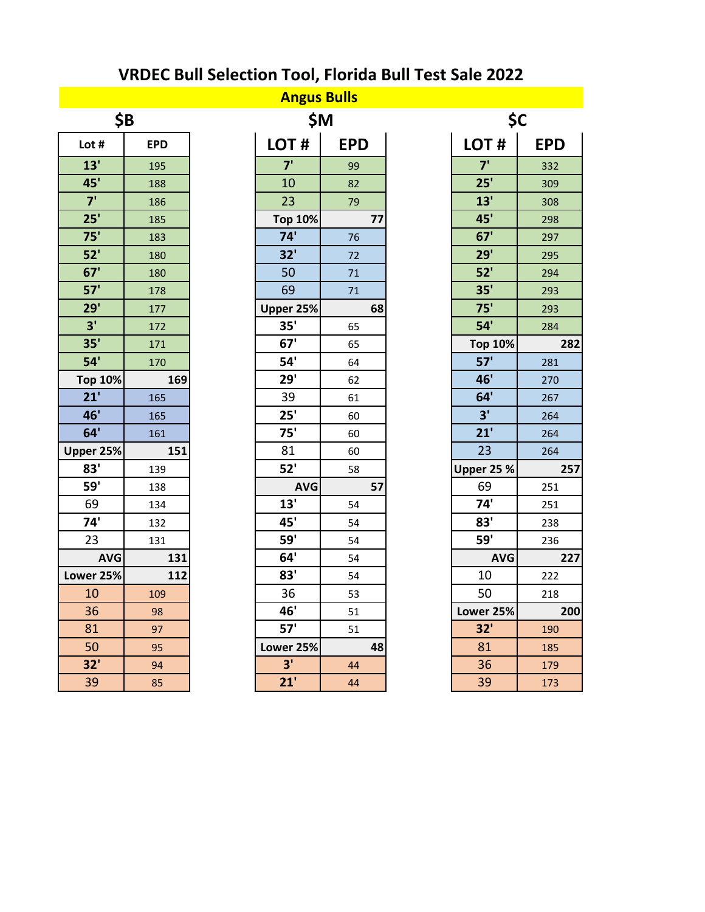# VRDEC Bull Selection Tool, Florida Bull Test Sale 2022

## Angus Bulls

### $B

| Lot # | EPD |
|---|---|
| 13' | 195 |
| 45' | 188 |
| 7' | 186 |
| 25' | 185 |
| 75' | 183 |
| 52' | 180 |
| 67' | 180 |
| 57' | 178 |
| 29' | 177 |
| 3' | 172 |
| 35' | 171 |
| 54' | 170 |
| Top 10% | 169 |
| 21' | 165 |
| 46' | 165 |
| 64' | 161 |
| Upper 25% | 151 |
| 83' | 139 |
| 59' | 138 |
| 69 | 134 |
| 74' | 132 |
| 23 | 131 |
| AVG | 131 |
| Lower 25% | 112 |
| 10 | 109 |
| 36 | 98 |
| 81 | 97 |
| 50 | 95 |
| 32' | 94 |
| 39 | 85 |

### $M

| LOT # | EPD |
|---|---|
| 7' | 99 |
| 10 | 82 |
| 23 | 79 |
| Top 10% | 77 |
| 74' | 76 |
| 32' | 72 |
| 50 | 71 |
| 69 | 71 |
| Upper 25% | 68 |
| 35' | 65 |
| 67' | 65 |
| 54' | 64 |
| 29' | 62 |
| 39 | 61 |
| 25' | 60 |
| 75' | 60 |
| 81 | 60 |
| 52' | 58 |
| AVG | 57 |
| 13' | 54 |
| 45' | 54 |
| 59' | 54 |
| 64' | 54 |
| 83' | 54 |
| 36 | 53 |
| 46' | 51 |
| 57' | 51 |
| Lower 25% | 48 |
| 3' | 44 |
| 21' | 44 |

### $C

| LOT # | EPD |
|---|---|
| 7' | 332 |
| 25' | 309 |
| 13' | 308 |
| 45' | 298 |
| 67' | 297 |
| 29' | 295 |
| 52' | 294 |
| 35' | 293 |
| 75' | 293 |
| 54' | 284 |
| Top 10% | 282 |
| 57' | 281 |
| 46' | 270 |
| 64' | 267 |
| 3' | 264 |
| 21' | 264 |
| 23 | 264 |
| Upper 25 % | 257 |
| 69 | 251 |
| 74' | 251 |
| 83' | 238 |
| 59' | 236 |
| AVG | 227 |
| 10 | 222 |
| 50 | 218 |
| Lower 25% | 200 |
| 32' | 190 |
| 81 | 185 |
| 36 | 179 |
| 39 | 173 |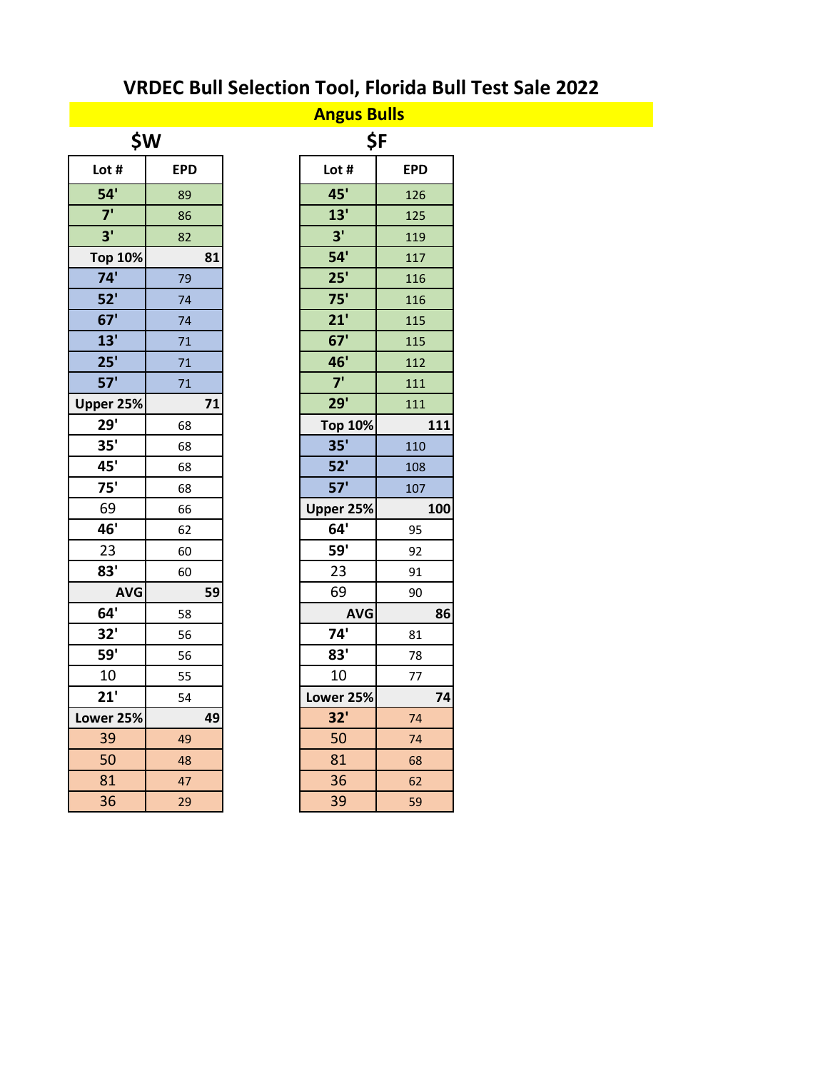# VRDEC Bull Selection Tool, Florida Bull Test Sale 2022

## Angus Bulls

### $W

| Lot # | EPD |
|---|---|
| 54' | 89 |
| 7' | 86 |
| 3' | 82 |
| Top 10% | 81 |
| 74' | 79 |
| 52' | 74 |
| 67' | 74 |
| 13' | 71 |
| 25' | 71 |
| 57' | 71 |
| Upper 25% | 71 |
| 29' | 68 |
| 35' | 68 |
| 45' | 68 |
| 75' | 68 |
| 69 | 66 |
| 46' | 62 |
| 23 | 60 |
| 83' | 60 |
| AVG | 59 |
| 64' | 58 |
| 32' | 56 |
| 59' | 56 |
| 10 | 55 |
| 21' | 54 |
| Lower 25% | 49 |
| 39 | 49 |
| 50 | 48 |
| 81 | 47 |
| 36 | 29 |

### $F

| Lot # | EPD |
|---|---|
| 45' | 126 |
| 13' | 125 |
| 3' | 119 |
| 54' | 117 |
| 25' | 116 |
| 75' | 116 |
| 21' | 115 |
| 67' | 115 |
| 46' | 112 |
| 7' | 111 |
| 29' | 111 |
| Top 10% | 111 |
| 35' | 110 |
| 52' | 108 |
| 57' | 107 |
| Upper 25% | 100 |
| 64' | 95 |
| 59' | 92 |
| 23 | 91 |
| 69 | 90 |
| AVG | 86 |
| 74' | 81 |
| 83' | 78 |
| 10 | 77 |
| Lower 25% | 74 |
| 32' | 74 |
| 50 | 74 |
| 81 | 68 |
| 36 | 62 |
| 39 | 59 |